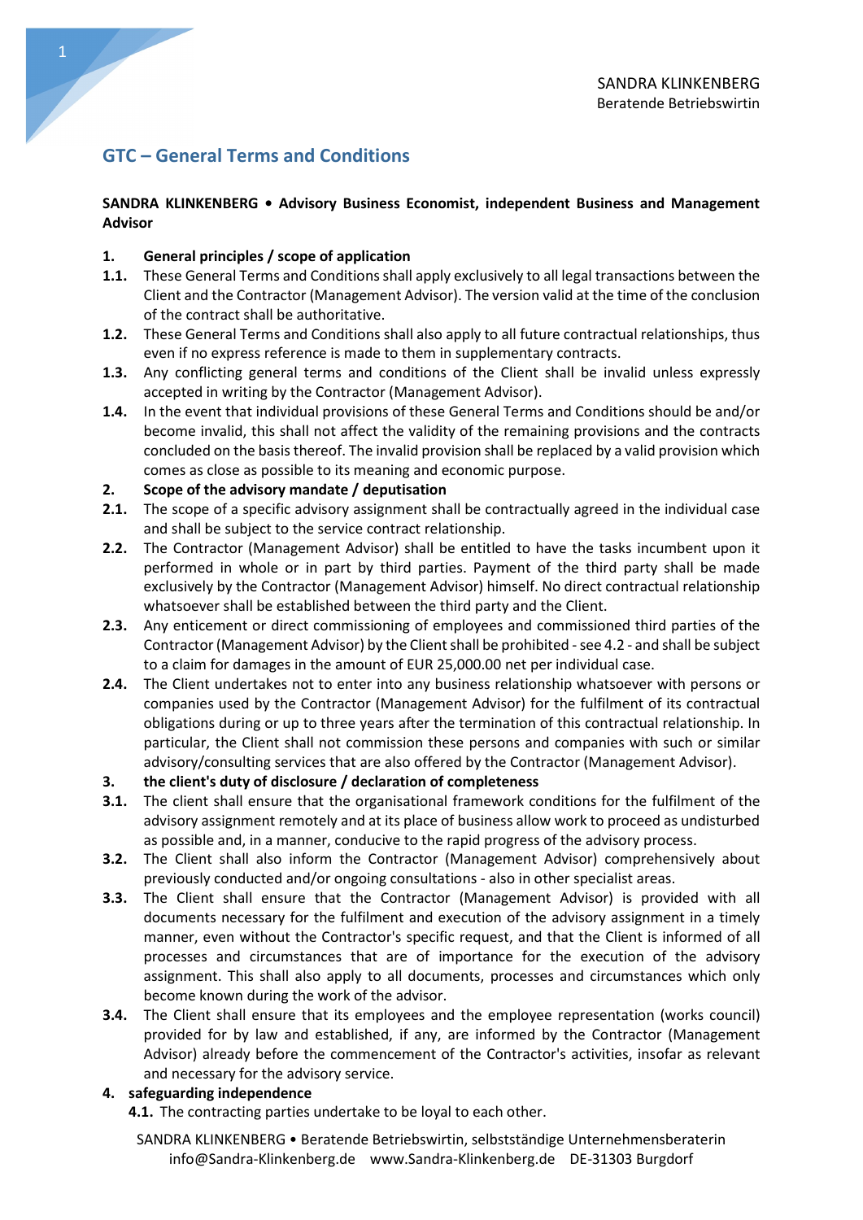# GTC – General Terms and Conditions

**SANDRA KLINKENBERG • Advisory Business Economist, independent Business and Management Advisor**

**1. General principles / scope of application**

**1.1.** These General Terms and Conditions shall apply exclusively to all legal transactions between the Client and the Contractor (Management Advisor). The version valid at the time of the conclusion of the contract shall be authoritative.

**1.2.** These General Terms and Conditions shall also apply to all future contractual relationships, thus even if no express reference is made to them in supplementary contracts.

**1.3.** Any conflicting general terms and conditions of the Client shall be invalid unless expressly accepted in writing by the Contractor (Management Advisor).

**1.4.** In the event that individual provisions of these General Terms and Conditions should be and/or become invalid, this shall not affect the validity of the remaining provisions and the contracts concluded on the basis thereof. The invalid provision shall be replaced by a valid provision which comes as close as possible to its meaning and economic purpose.

**2. Scope of the advisory mandate / deputisation**

**2.1.** The scope of a specific advisory assignment shall be contractually agreed in the individual case and shall be subject to the service contract relationship.

**2.2.** The Contractor (Management Advisor) shall be entitled to have the tasks incumbent upon it performed in whole or in part by third parties. Payment of the third party shall be made exclusively by the Contractor (Management Advisor) himself. No direct contractual relationship whatsoever shall be established between the third party and the Client.

**2.3.** Any enticement or direct commissioning of employees and commissioned third parties of the Contractor (Management Advisor) by the Client shall be prohibited - see 4.2 - and shall be subject to a claim for damages in the amount of EUR 25,000.00 net per individual case.

**2.4.** The Client undertakes not to enter into any business relationship whatsoever with persons or companies used by the Contractor (Management Advisor) for the fulfilment of its contractual obligations during or up to three years after the termination of this contractual relationship. In particular, the Client shall not commission these persons and companies with such or similar advisory/consulting services that are also offered by the Contractor (Management Advisor).

**3. the client's duty of disclosure / declaration of completeness**

**3.1.** The client shall ensure that the organisational framework conditions for the fulfilment of the advisory assignment remotely and at its place of business allow work to proceed as undisturbed as possible and, in a manner, conducive to the rapid progress of the advisory process.

**3.2.** The Client shall also inform the Contractor (Management Advisor) comprehensively about previously conducted and/or ongoing consultations - also in other specialist areas.

**3.3.** The Client shall ensure that the Contractor (Management Advisor) is provided with all documents necessary for the fulfilment and execution of the advisory assignment in a timely manner, even without the Contractor's specific request, and that the Client is informed of all processes and circumstances that are of importance for the execution of the advisory assignment. This shall also apply to all documents, processes and circumstances which only become known during the work of the advisor.

**3.4.** The Client shall ensure that its employees and the employee representation (works council) provided for by law and established, if any, are informed by the Contractor (Management Advisor) already before the commencement of the Contractor's activities, insofar as relevant and necessary for the advisory service.

**4. safeguarding independence**

**4.1.** The contracting parties undertake to be loyal to each other.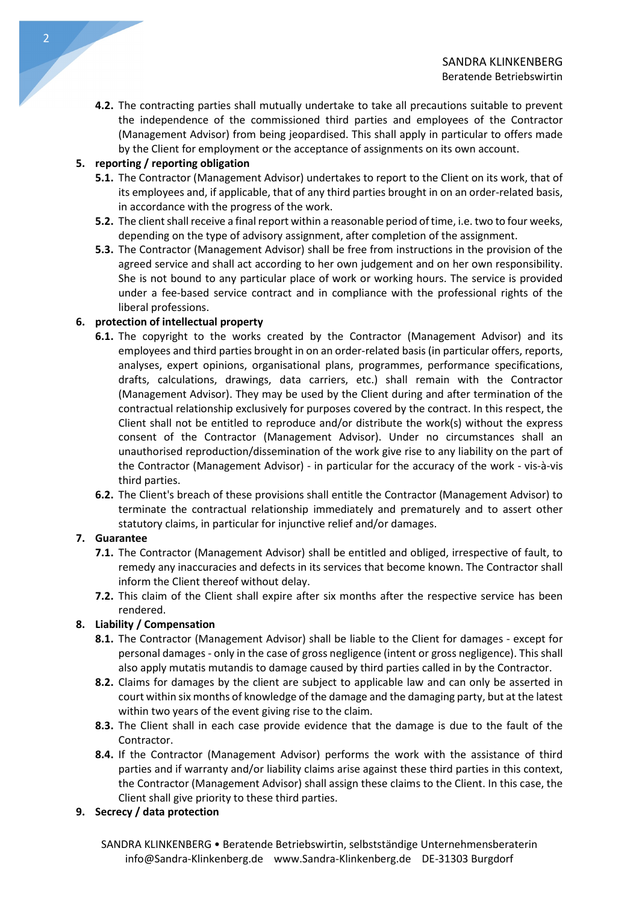**4.2.** The contracting parties shall mutually undertake to take all precautions suitable to prevent the independence of the commissioned third parties and employees of the Contractor (Management Advisor) from being jeopardised. This shall apply in particular to offers made by the Client for employment or the acceptance of assignments on its own account.

**5. reporting / reporting obligation**

**5.1.** The Contractor (Management Advisor) undertakes to report to the Client on its work, that of its employees and, if applicable, that of any third parties brought in on an order-related basis, in accordance with the progress of the work.

**5.2.** The client shall receive a final report within a reasonable period of time, i.e. two to four weeks, depending on the type of advisory assignment, after completion of the assignment.

**5.3.** The Contractor (Management Advisor) shall be free from instructions in the provision of the agreed service and shall act according to her own judgement and on her own responsibility. She is not bound to any particular place of work or working hours. The service is provided under a fee-based service contract and in compliance with the professional rights of the liberal professions.

**6. protection of intellectual property**

**6.1.** The copyright to the works created by the Contractor (Management Advisor) and its employees and third parties brought in on an order-related basis (in particular offers, reports, analyses, expert opinions, organisational plans, programmes, performance specifications, drafts, calculations, drawings, data carriers, etc.) shall remain with the Contractor (Management Advisor). They may be used by the Client during and after termination of the contractual relationship exclusively for purposes covered by the contract. In this respect, the Client shall not be entitled to reproduce and/or distribute the work(s) without the express consent of the Contractor (Management Advisor). Under no circumstances shall an unauthorised reproduction/dissemination of the work give rise to any liability on the part of the Contractor (Management Advisor) - in particular for the accuracy of the work - vis-à-vis third parties.

**6.2.** The Client's breach of these provisions shall entitle the Contractor (Management Advisor) to terminate the contractual relationship immediately and prematurely and to assert other statutory claims, in particular for injunctive relief and/or damages.

**7. Guarantee**

**7.1.** The Contractor (Management Advisor) shall be entitled and obliged, irrespective of fault, to remedy any inaccuracies and defects in its services that become known. The Contractor shall inform the Client thereof without delay.

**7.2.** This claim of the Client shall expire after six months after the respective service has been rendered.

**8. Liability / Compensation**

**8.1.** The Contractor (Management Advisor) shall be liable to the Client for damages - except for personal damages - only in the case of gross negligence (intent or gross negligence). This shall also apply mutatis mutandis to damage caused by third parties called in by the Contractor.

**8.2.** Claims for damages by the client are subject to applicable law and can only be asserted in court within six months of knowledge of the damage and the damaging party, but at the latest within two years of the event giving rise to the claim.

**8.3.** The Client shall in each case provide evidence that the damage is due to the fault of the Contractor.

**8.4.** If the Contractor (Management Advisor) performs the work with the assistance of third parties and if warranty and/or liability claims arise against these third parties in this context, the Contractor (Management Advisor) shall assign these claims to the Client. In this case, the Client shall give priority to these third parties.

**9. Secrecy / data protection**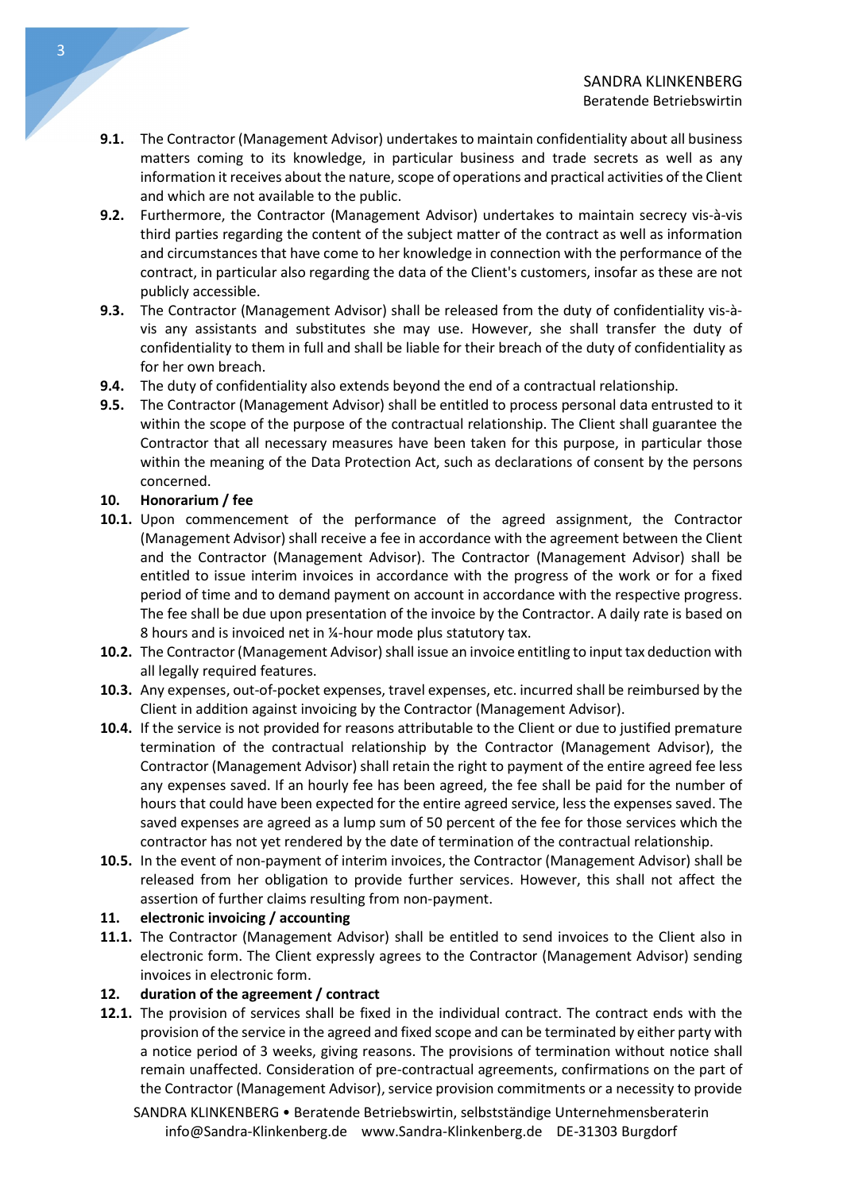**9.1.** The Contractor (Management Advisor) undertakes to maintain confidentiality about all business matters coming to its knowledge, in particular business and trade secrets as well as any information it receives about the nature, scope of operations and practical activities of the Client and which are not available to the public.

**9.2.** Furthermore, the Contractor (Management Advisor) undertakes to maintain secrecy vis-à-vis third parties regarding the content of the subject matter of the contract as well as information and circumstances that have come to her knowledge in connection with the performance of the contract, in particular also regarding the data of the Client's customers, insofar as these are not publicly accessible.

**9.3.** The Contractor (Management Advisor) shall be released from the duty of confidentiality vis-à-vis any assistants and substitutes she may use. However, she shall transfer the duty of confidentiality to them in full and shall be liable for their breach of the duty of confidentiality as for her own breach.

**9.4.** The duty of confidentiality also extends beyond the end of a contractual relationship.

**9.5.** The Contractor (Management Advisor) shall be entitled to process personal data entrusted to it within the scope of the purpose of the contractual relationship. The Client shall guarantee the Contractor that all necessary measures have been taken for this purpose, in particular those within the meaning of the Data Protection Act, such as declarations of consent by the persons concerned.

## 10. Honorarium / fee

**10.1.** Upon commencement of the performance of the agreed assignment, the Contractor (Management Advisor) shall receive a fee in accordance with the agreement between the Client and the Contractor (Management Advisor). The Contractor (Management Advisor) shall be entitled to issue interim invoices in accordance with the progress of the work or for a fixed period of time and to demand payment on account in accordance with the respective progress. The fee shall be due upon presentation of the invoice by the Contractor. A daily rate is based on 8 hours and is invoiced net in ¼-hour mode plus statutory tax.

**10.2.** The Contractor (Management Advisor) shall issue an invoice entitling to input tax deduction with all legally required features.

**10.3.** Any expenses, out-of-pocket expenses, travel expenses, etc. incurred shall be reimbursed by the Client in addition against invoicing by the Contractor (Management Advisor).

**10.4.** If the service is not provided for reasons attributable to the Client or due to justified premature termination of the contractual relationship by the Contractor (Management Advisor), the Contractor (Management Advisor) shall retain the right to payment of the entire agreed fee less any expenses saved. If an hourly fee has been agreed, the fee shall be paid for the number of hours that could have been expected for the entire agreed service, less the expenses saved. The saved expenses are agreed as a lump sum of 50 percent of the fee for those services which the contractor has not yet rendered by the date of termination of the contractual relationship.

**10.5.** In the event of non-payment of interim invoices, the Contractor (Management Advisor) shall be released from her obligation to provide further services. However, this shall not affect the assertion of further claims resulting from non-payment.

## 11. electronic invoicing / accounting

**11.1.** The Contractor (Management Advisor) shall be entitled to send invoices to the Client also in electronic form. The Client expressly agrees to the Contractor (Management Advisor) sending invoices in electronic form.

## 12. duration of the agreement / contract

**12.1.** The provision of services shall be fixed in the individual contract. The contract ends with the provision of the service in the agreed and fixed scope and can be terminated by either party with a notice period of 3 weeks, giving reasons. The provisions of termination without notice shall remain unaffected. Consideration of pre-contractual agreements, confirmations on the part of the Contractor (Management Advisor), service provision commitments or a necessity to provide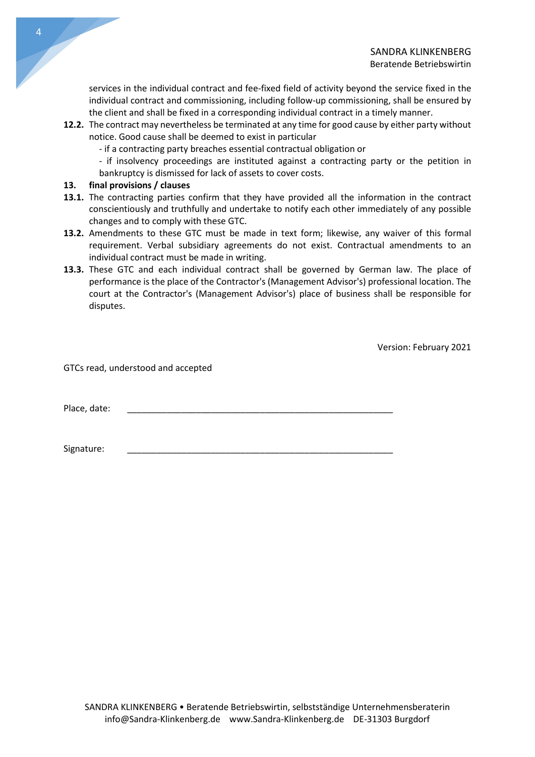services in the individual contract and fee-fixed field of activity beyond the service fixed in the individual contract and commissioning, including follow-up commissioning, shall be ensured by the client and shall be fixed in a corresponding individual contract in a timely manner.

**12.2.** The contract may nevertheless be terminated at any time for good cause by either party without notice. Good cause shall be deemed to exist in particular
- if a contracting party breaches essential contractual obligation or
- if insolvency proceedings are instituted against a contracting party or the petition in bankruptcy is dismissed for lack of assets to cover costs.

**13. final provisions / clauses**

**13.1.** The contracting parties confirm that they have provided all the information in the contract conscientiously and truthfully and undertake to notify each other immediately of any possible changes and to comply with these GTC.

**13.2.** Amendments to these GTC must be made in text form; likewise, any waiver of this formal requirement. Verbal subsidiary agreements do not exist. Contractual amendments to an individual contract must be made in writing.

**13.3.** These GTC and each individual contract shall be governed by German law. The place of performance is the place of the Contractor's (Management Advisor's) professional location. The court at the Contractor's (Management Advisor's) place of business shall be responsible for disputes.

Version: February 2021

GTCs read, understood and accepted

Place, date: ________________________________________________________

Signature: ________________________________________________________